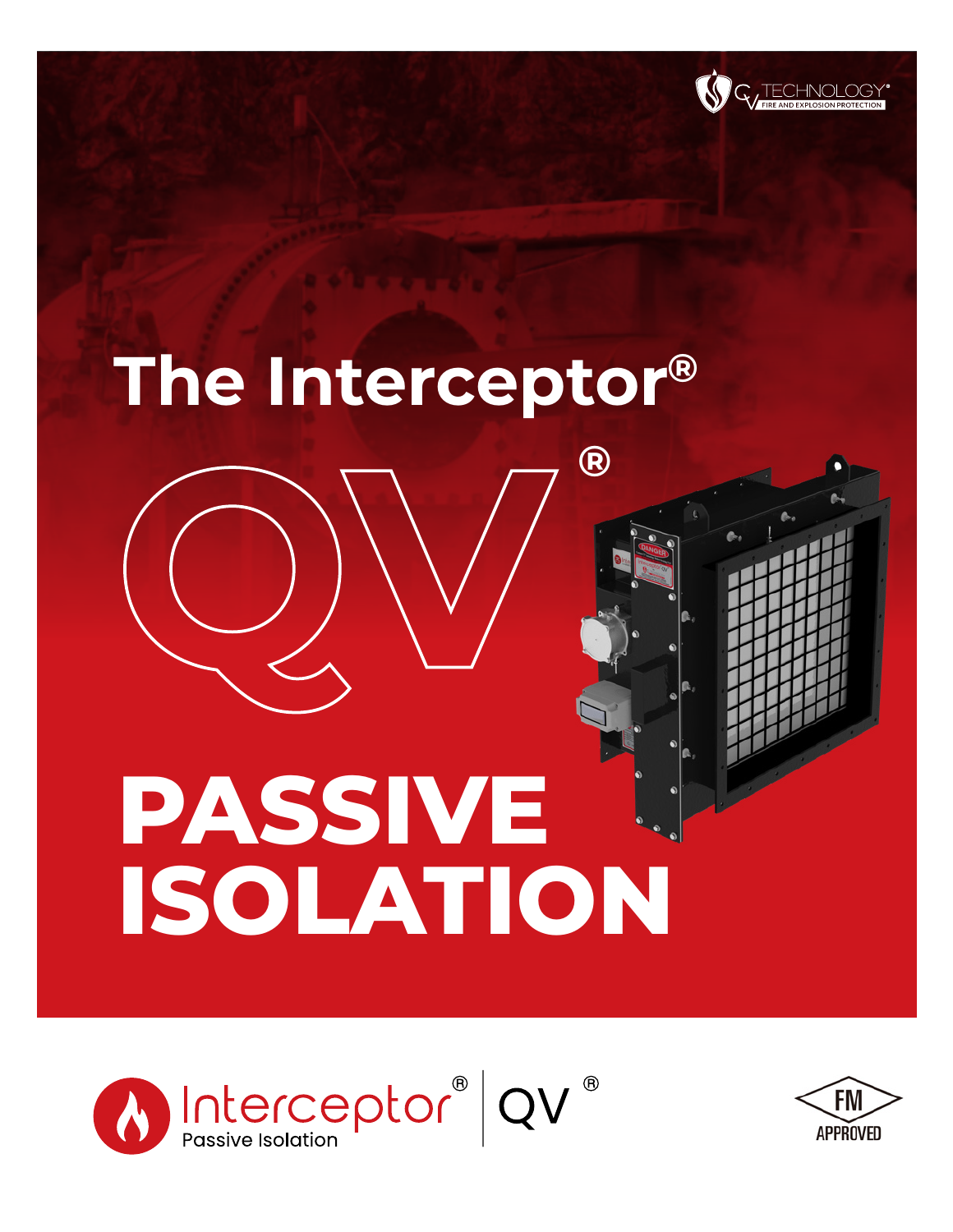# The Interceptor®

# QV®

# PASSIVE ISOLATION

Interceptor® Passive Isolation | QV®

FM APPROVED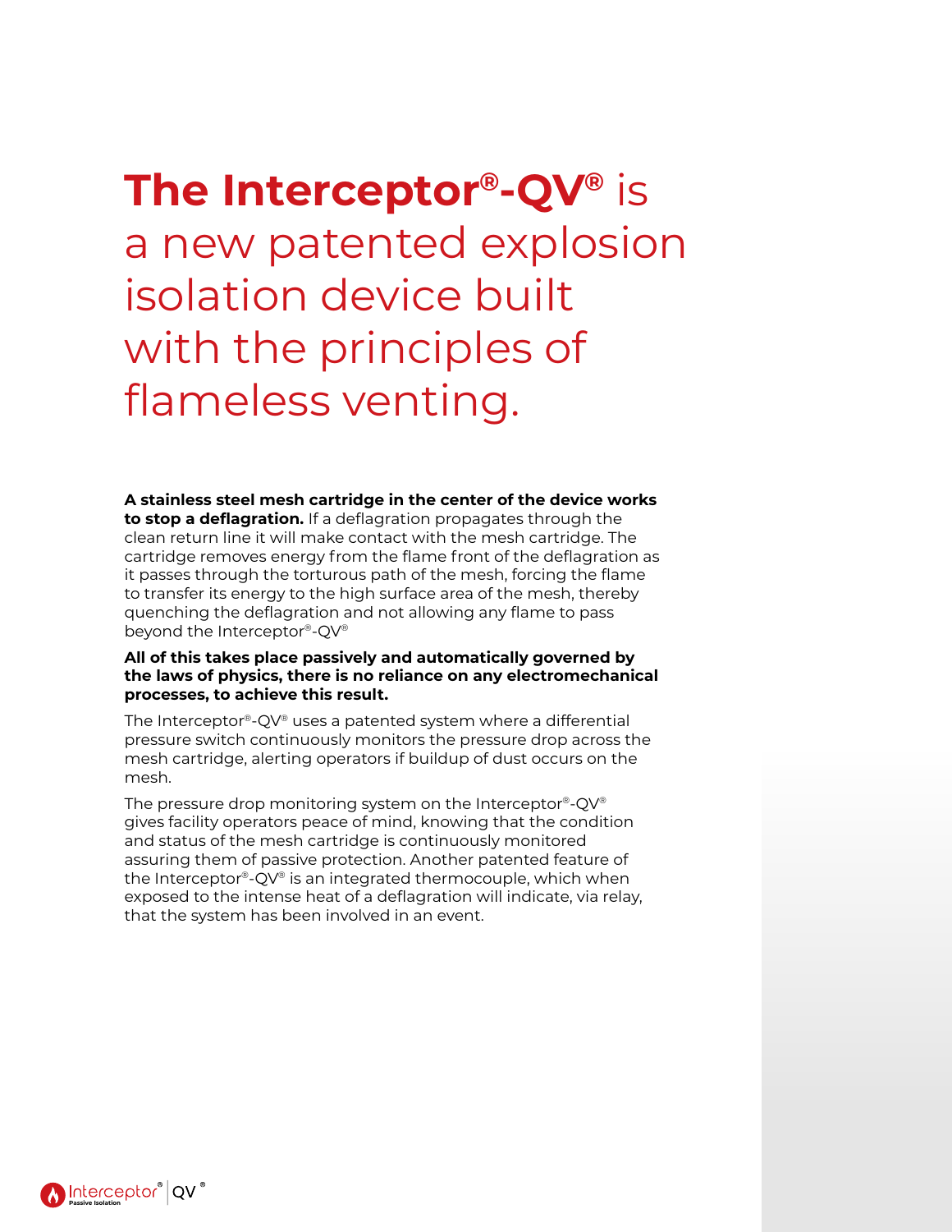# **The Interceptor®-QV®** is a new patented explosion isolation device built with the principles of flameless venting.

**A stainless steel mesh cartridge in the center of the device works to stop a deflagration.** If a deflagration propagates through the clean return line it will make contact with the mesh cartridge. The cartridge removes energy from the flame front of the deflagration as it passes through the torturous path of the mesh, forcing the flame to transfer its energy to the high surface area of the mesh, thereby quenching the deflagration and not allowing any flame to pass beyond the Interceptor®-QV®

**All of this takes place passively and automatically governed by the laws of physics, there is no reliance on any electromechanical processes, to achieve this result.**

The Interceptor®-QV® uses a patented system where a differential pressure switch continuously monitors the pressure drop across the mesh cartridge, alerting operators if buildup of dust occurs on the mesh.

The pressure drop monitoring system on the Interceptor®-QV® gives facility operators peace of mind, knowing that the condition and status of the mesh cartridge is continuously monitored assuring them of passive protection. Another patented feature of the Interceptor®-QV® is an integrated thermocouple, which when exposed to the intense heat of a deflagration will indicate, via relay, that the system has been involved in an event.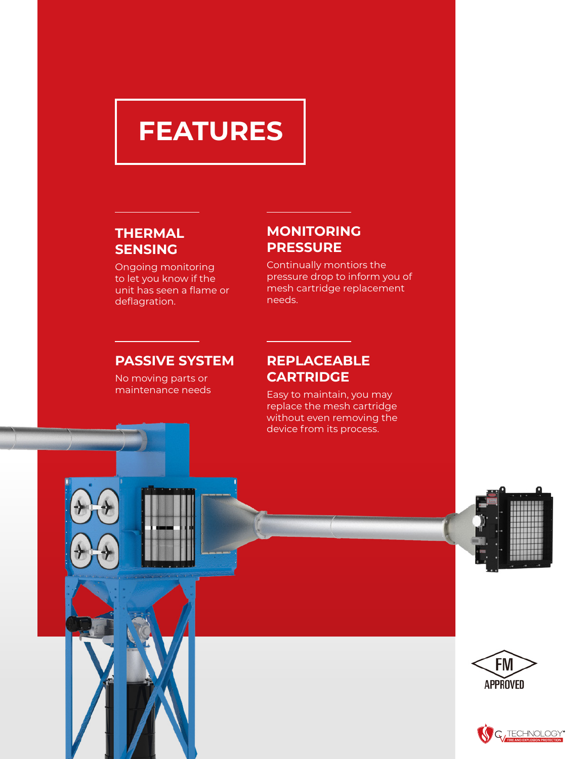# FEATURES

### THERMAL SENSING

Ongoing monitoring to let you know if the unit has seen a flame or deflagration.

### MONITORING PRESSURE

Continually montiors the pressure drop to inform you of mesh cartridge replacement needs.

### PASSIVE SYSTEM

No moving parts or maintenance needs

### REPLACEABLE CARTRIDGE

Easy to maintain, you may replace the mesh cartridge without even removing the device from its process.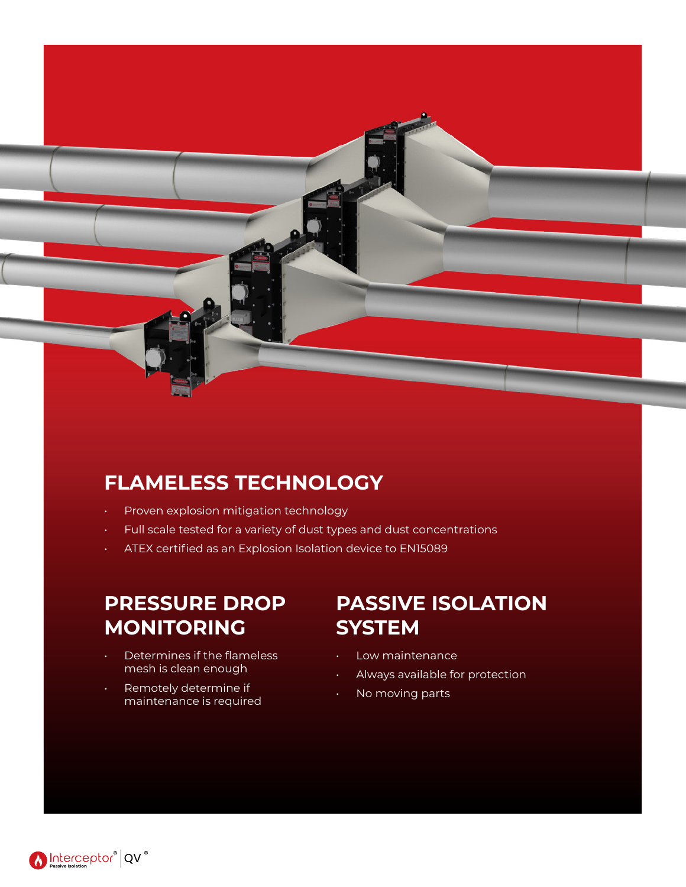## FLAMELESS TECHNOLOGY

- Proven explosion mitigation technology
- Full scale tested for a variety of dust types and dust concentrations
- ATEX certified as an Explosion Isolation device to EN15089

## PRESSURE DROP MONITORING

- Determines if the flameless mesh is clean enough
- Remotely determine if maintenance is required

## PASSIVE ISOLATION SYSTEM

- Low maintenance
- Always available for protection
- No moving parts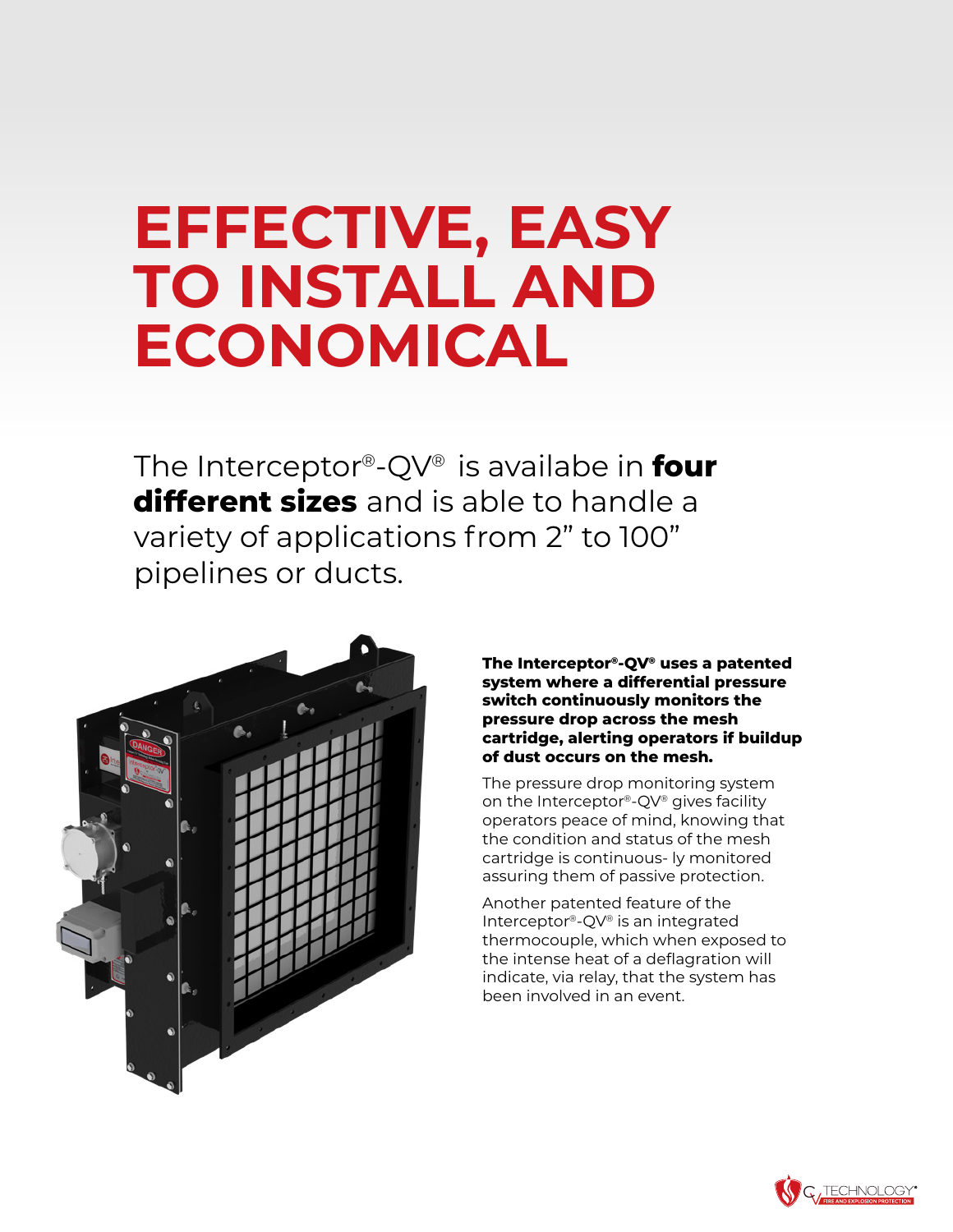# EFFECTIVE, EASY TO INSTALL AND ECONOMICAL

The Interceptor®-QV® is availabe in **four different sizes** and is able to handle a variety of applications from 2" to 100" pipelines or ducts.

**The Interceptor®-QV® uses a patented system where a differential pressure switch continuously monitors the pressure drop across the mesh cartridge, alerting operators if buildup of dust occurs on the mesh.**

The pressure drop monitoring system on the Interceptor®-QV® gives facility operators peace of mind, knowing that the condition and status of the mesh cartridge is continuous- ly monitored assuring them of passive protection.

Another patented feature of the Interceptor®-QV® is an integrated thermocouple, which when exposed to the intense heat of a deflagration will indicate, via relay, that the system has been involved in an event.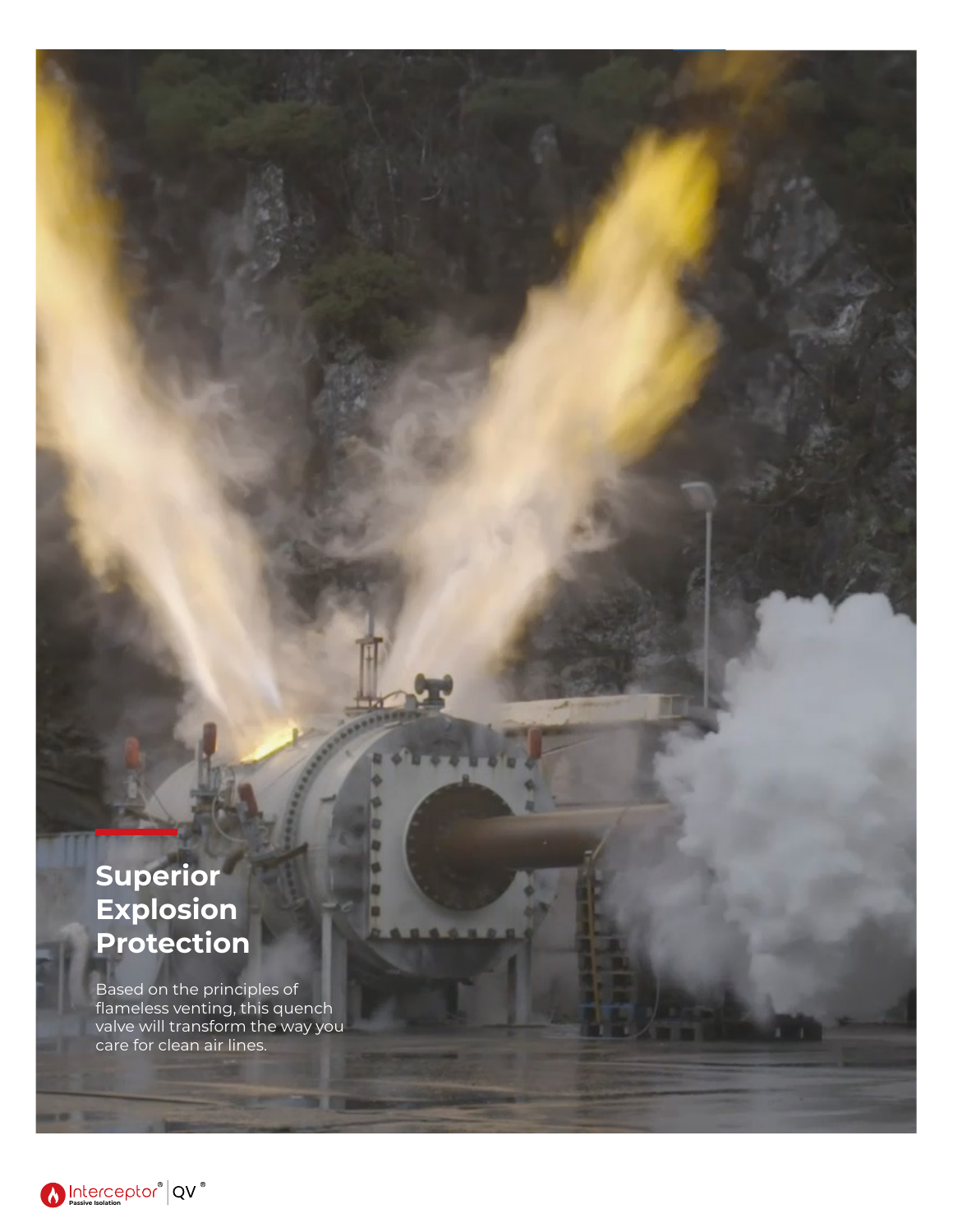# Superior Explosion Protection

Based on the principles of flameless venting, this quench valve will transform the way you care for clean air lines.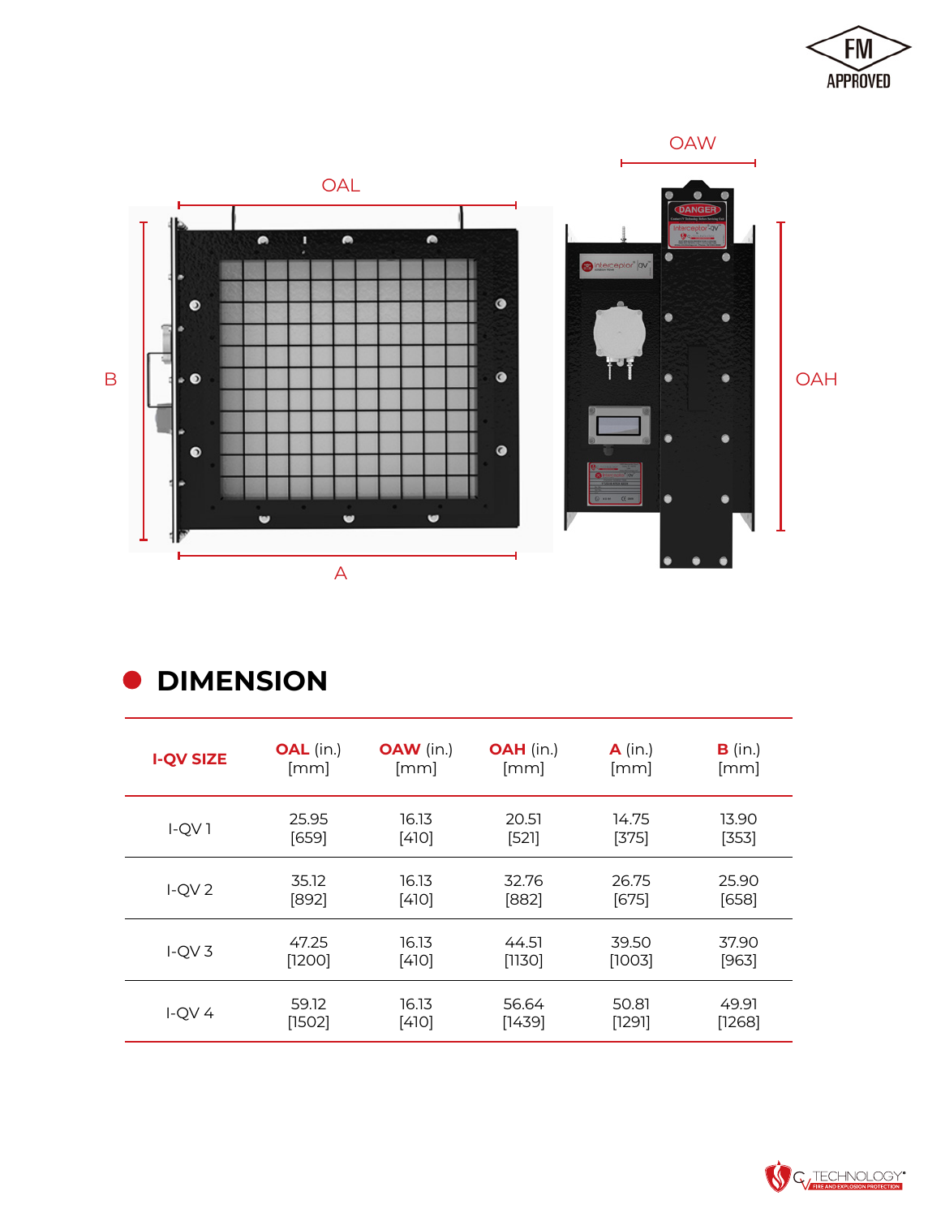## DIMENSION

| I-QV SIZE | OAL (in.) [mm] | OAW (in.) [mm] | OAH (in.) [mm] | A (in.) [mm] | B (in.) [mm] |
|---|---|---|---|---|---|
| I-QV 1 | 25.95 [659] | 16.13 [410] | 20.51 [521] | 14.75 [375] | 13.90 [353] |
| I-QV 2 | 35.12 [892] | 16.13 [410] | 32.76 [882] | 26.75 [675] | 25.90 [658] |
| I-QV 3 | 47.25 [1200] | 16.13 [410] | 44.51 [1130] | 39.50 [1003] | 37.90 [963] |
| I-QV 4 | 59.12 [1502] | 16.13 [410] | 56.64 [1439] | 50.81 [1291] | 49.91 [1268] |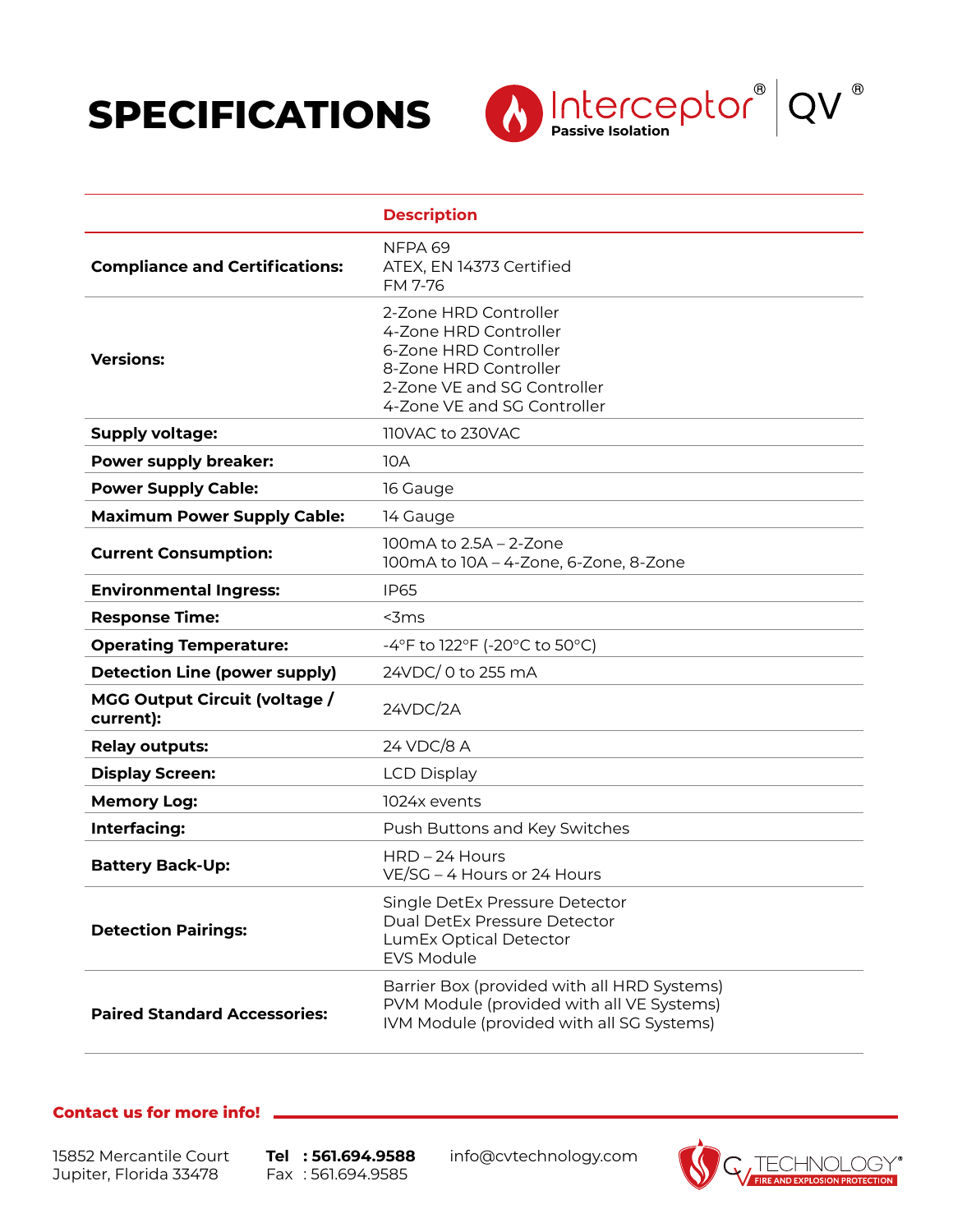# SPECIFICATIONS

Interceptor® Passive Isolation | QV®

| | Description |
|---|---|
| **Compliance and Certifications:** | NFPA 69<br>ATEX, EN 14373 Certified<br>FM 7-76 |
| **Versions:** | 2-Zone HRD Controller<br>4-Zone HRD Controller<br>6-Zone HRD Controller<br>8-Zone HRD Controller<br>2-Zone VE and SG Controller<br>4-Zone VE and SG Controller |
| **Supply voltage:** | 110VAC to 230VAC |
| **Power supply breaker:** | 10A |
| **Power Supply Cable:** | 16 Gauge |
| **Maximum Power Supply Cable:** | 14 Gauge |
| **Current Consumption:** | 100mA to 2.5A – 2-Zone<br>100mA to 10A – 4-Zone, 6-Zone, 8-Zone |
| **Environmental Ingress:** | IP65 |
| **Response Time:** | <3ms |
| **Operating Temperature:** | -4°F to 122°F (-20°C to 50°C) |
| **Detection Line (power supply)** | 24VDC/ 0 to 255 mA |
| **MGG Output Circuit (voltage / current):** | 24VDC/2A |
| **Relay outputs:** | 24 VDC/8 A |
| **Display Screen:** | LCD Display |
| **Memory Log:** | 1024x events |
| **Interfacing:** | Push Buttons and Key Switches |
| **Battery Back-Up:** | HRD – 24 Hours<br>VE/SG – 4 Hours or 24 Hours |
| **Detection Pairings:** | Single DetEx Pressure Detector<br>Dual DetEx Pressure Detector<br>LumEx Optical Detector<br>EVS Module |
| **Paired Standard Accessories:** | Barrier Box (provided with all HRD Systems)<br>PVM Module (provided with all VE Systems)<br>IVM Module (provided with all SG Systems) |

**Contact us for more info!**

15852 Mercantile Court
Jupiter, Florida 33478

**Tel : 561.694.9588**
Fax : 561.694.9585

info@cvtechnology.com

CV TECHNOLOGY® FIRE AND EXPLOSION PROTECTION